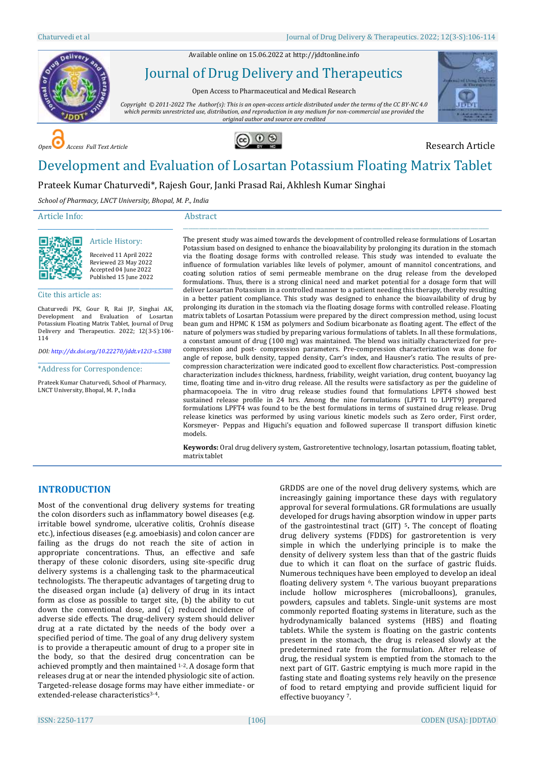Available online on 15.06.2022 at http://jddtonline.info

# Journal of Drug Delivery and Therapeutics

Open Access to Pharmaceutical and Medical Research

*Copyright © 2011-2022 The Author(s): This is an open-access article distributed under the terms of the CC BY-NC 4.0 which permits unrestricted use, distribution, and reproduction in any medium for non-commercial use provided the original author and source are credited*

*Open Access Full Text Article*

Research Article

# Development and Evaluation of Losartan Potassium Floating Matrix Tablet

Prateek Kumar Chaturvedi*, Rajesh Gour, Janki Prasad Rai, Akhlesh Kumar Singhai

*School of Pharmacy, LNCT University, Bhopal, M. P., India*

## Article Info:

### Article History:

Received 11 April 2022
Reviewed 23 May 2022
Accepted 04 June 2022
Published 15 June 2022

### Cite this article as:

Chaturvedi PK, Gour R, Rai JP, Singhai AK, Development and Evaluation of Losartan Potassium Floating Matrix Tablet, Journal of Drug Delivery and Therapeutics. 2022; 12(3-S):106-114

*DOI: http://dx.doi.org/10.22270/jddt.v12i3-s.5388*

### *Address for Correspondence:

Prateek Kumar Chaturvedi, School of Pharmacy, LNCT University, Bhopal, M. P., India

## Abstract

The present study was aimed towards the development of controlled release formulations of Losartan Potassium based on designed to enhance the bioavailability by prolonging its duration in the stomach via the floating dosage forms with controlled release. This study was intended to evaluate the influence of formulation variables like levels of polymer, amount of mannitol concentrations, and coating solution ratios of semi permeable membrane on the drug release from the developed formulations. Thus, there is a strong clinical need and market potential for a dosage form that will deliver Losartan Potassium in a controlled manner to a patient needing this therapy, thereby resulting in a better patient compliance. This study was designed to enhance the bioavailability of drug by prolonging its duration in the stomach via the floating dosage forms with controlled release. Floating matrix tablets of Losartan Potassium were prepared by the direct compression method, using locust bean gum and HPMC K 15M as polymers and Sodium bicarbonate as floating agent. The effect of the nature of polymers was studied by preparing various formulations of tablets. In all these formulations, a constant amount of drug (100 mg) was maintained. The blend was initially characterized for pre-compression and post- compression parameters. Pre-compression characterization was done for angle of repose, bulk density, tapped density, Carr's index, and Hausner's ratio. The results of pre-compression characterization were indicated good to excellent flow characteristics. Post-compression characterization includes thickness, hardness, friability, weight variation, drug content, buoyancy lag time, floating time and in-vitro drug release. All the results were satisfactory as per the guideline of pharmacopoeia. The in vitro drug release studies found that formulations LPFT4 showed best sustained release profile in 24 hrs. Among the nine formulations (LPFT1 to LPFT9) prepared formulations LPFT4 was found to be the best formulations in terms of sustained drug release. Drug release kinetics was performed by using various kinetic models such as Zero order, First order, Korsmeyer- Peppas and Higuchi's equation and followed supercase II transport diffusion kinetic models.

**Keywords:** Oral drug delivery system, Gastroretentive technology, losartan potassium, floating tablet, matrix tablet

## INTRODUCTION

Most of the conventional drug delivery systems for treating the colon disorders such as inflammatory bowel diseases (e.g. irritable bowel syndrome, ulcerative colitis, Crohnís disease etc.), infectious diseases (e.g. amoebiasis) and colon cancer are failing as the drugs do not reach the site of action in appropriate concentrations. Thus, an effective and safe therapy of these colonic disorders, using site-specific drug delivery systems is a challenging task to the pharmaceutical technologists. The therapeutic advantages of targeting drug to the diseased organ include (a) delivery of drug in its intact form as close as possible to target site, (b) the ability to cut down the conventional dose, and (c) reduced incidence of adverse side effects. The drug-delivery system should deliver drug at a rate dictated by the needs of the body over a specified period of time. The goal of any drug delivery system is to provide a therapeutic amount of drug to a proper site in the body, so that the desired drug concentration can be achieved promptly and then maintained [1-2]. A dosage form that releases drug at or near the intended physiologic site of action. Targeted-release dosage forms may have either immediate- or extended-release characteristics[3-4].

GRDDS are one of the novel drug delivery systems, which are increasingly gaining importance these days with regulatory approval for several formulations. GR formulations are usually developed for drugs having absorption window in upper parts of the gastrointestinal tract (GIT) [5]. The concept of floating drug delivery systems (FDDS) for gastroretention is very simple in which the underlying principle is to make the density of delivery system less than that of the gastric fluids due to which it can float on the surface of gastric fluids. Numerous techniques have been employed to develop an ideal floating delivery system [6]. The various buoyant preparations include hollow microspheres (microballoons), granules, powders, capsules and tablets. Single-unit systems are most commonly reported floating systems in literature, such as the hydrodynamically balanced systems (HBS) and floating tablets. While the system is floating on the gastric contents present in the stomach, the drug is released slowly at the predetermined rate from the formulation. After release of drug, the residual system is emptied from the stomach to the next part of GIT. Gastric emptying is much more rapid in the fasting state and floating systems rely heavily on the presence of food to retard emptying and provide sufficient liquid for effective buoyancy [7].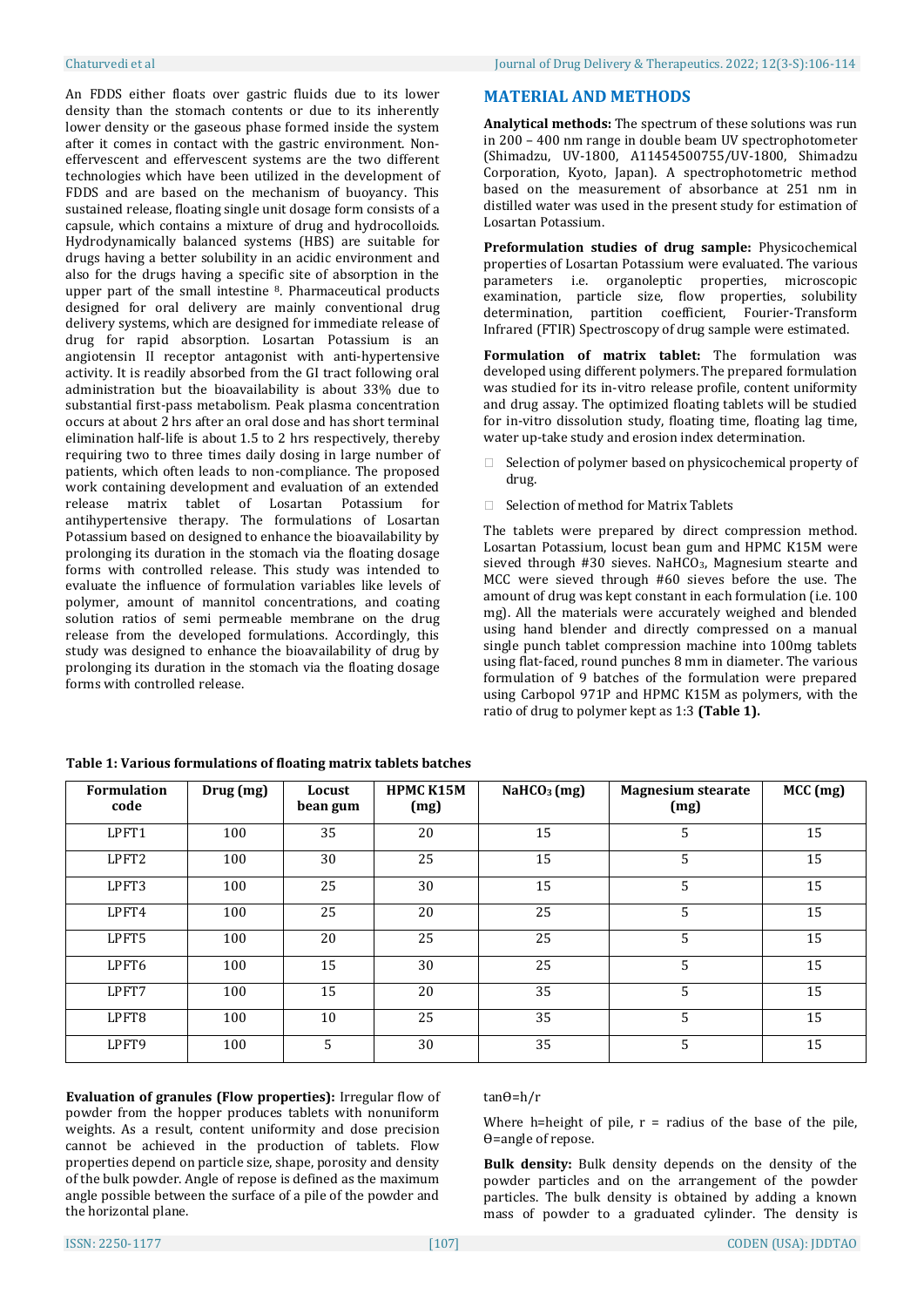An FDDS either floats over gastric fluids due to its lower density than the stomach contents or due to its inherently lower density or the gaseous phase formed inside the system after it comes in contact with the gastric environment. Non-effervescent and effervescent systems are the two different technologies which have been utilized in the development of FDDS and are based on the mechanism of buoyancy. This sustained release, floating single unit dosage form consists of a capsule, which contains a mixture of drug and hydrocolloids. Hydrodynamically balanced systems (HBS) are suitable for drugs having a better solubility in an acidic environment and also for the drugs having a specific site of absorption in the upper part of the small intestine [8]. Pharmaceutical products designed for oral delivery are mainly conventional drug delivery systems, which are designed for immediate release of drug for rapid absorption. Losartan Potassium is an angiotensin II receptor antagonist with anti-hypertensive activity. It is readily absorbed from the GI tract following oral administration but the bioavailability is about 33% due to substantial first-pass metabolism. Peak plasma concentration occurs at about 2 hrs after an oral dose and has short terminal elimination half-life is about 1.5 to 2 hrs respectively, thereby requiring two to three times daily dosing in large number of patients, which often leads to non-compliance. The proposed work containing development and evaluation of an extended release matrix tablet of Losartan Potassium for antihypertensive therapy. The formulations of Losartan Potassium based on designed to enhance the bioavailability by prolonging its duration in the stomach via the floating dosage forms with controlled release. This study was intended to evaluate the influence of formulation variables like levels of polymer, amount of mannitol concentrations, and coating solution ratios of semi permeable membrane on the drug release from the developed formulations. Accordingly, this study was designed to enhance the bioavailability of drug by prolonging its duration in the stomach via the floating dosage forms with controlled release.

## MATERIAL AND METHODS

**Analytical methods:** The spectrum of these solutions was run in 200 – 400 nm range in double beam UV spectrophotometer (Shimadzu, UV-1800, A11454500755/UV-1800, Shimadzu Corporation, Kyoto, Japan). A spectrophotometric method based on the measurement of absorbance at 251 nm in distilled water was used in the present study for estimation of Losartan Potassium.

**Preformulation studies of drug sample:** Physicochemical properties of Losartan Potassium were evaluated. The various parameters i.e. organoleptic properties, microscopic examination, particle size, flow properties, solubility determination, partition coefficient, Fourier-Transform Infrared (FTIR) Spectroscopy of drug sample were estimated.

**Formulation of matrix tablet:** The formulation was developed using different polymers. The prepared formulation was studied for its in-vitro release profile, content uniformity and drug assay. The optimized floating tablets will be studied for in-vitro dissolution study, floating time, floating lag time, water up-take study and erosion index determination.

- Selection of polymer based on physicochemical property of drug.
- Selection of method for Matrix Tablets

The tablets were prepared by direct compression method. Losartan Potassium, locust bean gum and HPMC K15M were sieved through #30 sieves. $NaHCO_3$, Magnesium stearte and MCC were sieved through #60 sieves before the use. The amount of drug was kept constant in each formulation (i.e. 100 mg). All the materials were accurately weighed and blended using hand blender and directly compressed on a manual single punch tablet compression machine into 100mg tablets using flat-faced, round punches 8 mm in diameter. The various formulation of 9 batches of the formulation were prepared using Carbopol 971P and HPMC K15M as polymers, with the ratio of drug to polymer kept as 1:3 **(Table 1).**

**Table 1: Various formulations of floating matrix tablets batches**

| Formulation code | Drug (mg) | Locust bean gum | HPMC K15M (mg) | $NaHCO_3$ (mg) | Magnesium stearate (mg) | MCC (mg) |
|---|---|---|---|---|---|---|
| LPFT1 | 100 | 35 | 20 | 15 | 5 | 15 |
| LPFT2 | 100 | 30 | 25 | 15 | 5 | 15 |
| LPFT3 | 100 | 25 | 30 | 15 | 5 | 15 |
| LPFT4 | 100 | 25 | 20 | 25 | 5 | 15 |
| LPFT5 | 100 | 20 | 25 | 25 | 5 | 15 |
| LPFT6 | 100 | 15 | 30 | 25 | 5 | 15 |
| LPFT7 | 100 | 15 | 20 | 35 | 5 | 15 |
| LPFT8 | 100 | 10 | 25 | 35 | 5 | 15 |
| LPFT9 | 100 | 5 | 30 | 35 | 5 | 15 |

**Evaluation of granules (Flow properties):** Irregular flow of powder from the hopper produces tablets with nonuniform weights. As a result, content uniformity and dose precision cannot be achieved in the production of tablets. Flow properties depend on particle size, shape, porosity and density of the bulk powder. Angle of repose is defined as the maximum angle possible between the surface of a pile of the powder and the horizontal plane.

$$\tan\theta = h/r$$

Where h=height of pile, r = radius of the base of the pile, $\theta$=angle of repose.

**Bulk density:** Bulk density depends on the density of the powder particles and on the arrangement of the powder particles. The bulk density is obtained by adding a known mass of powder to a graduated cylinder. The density is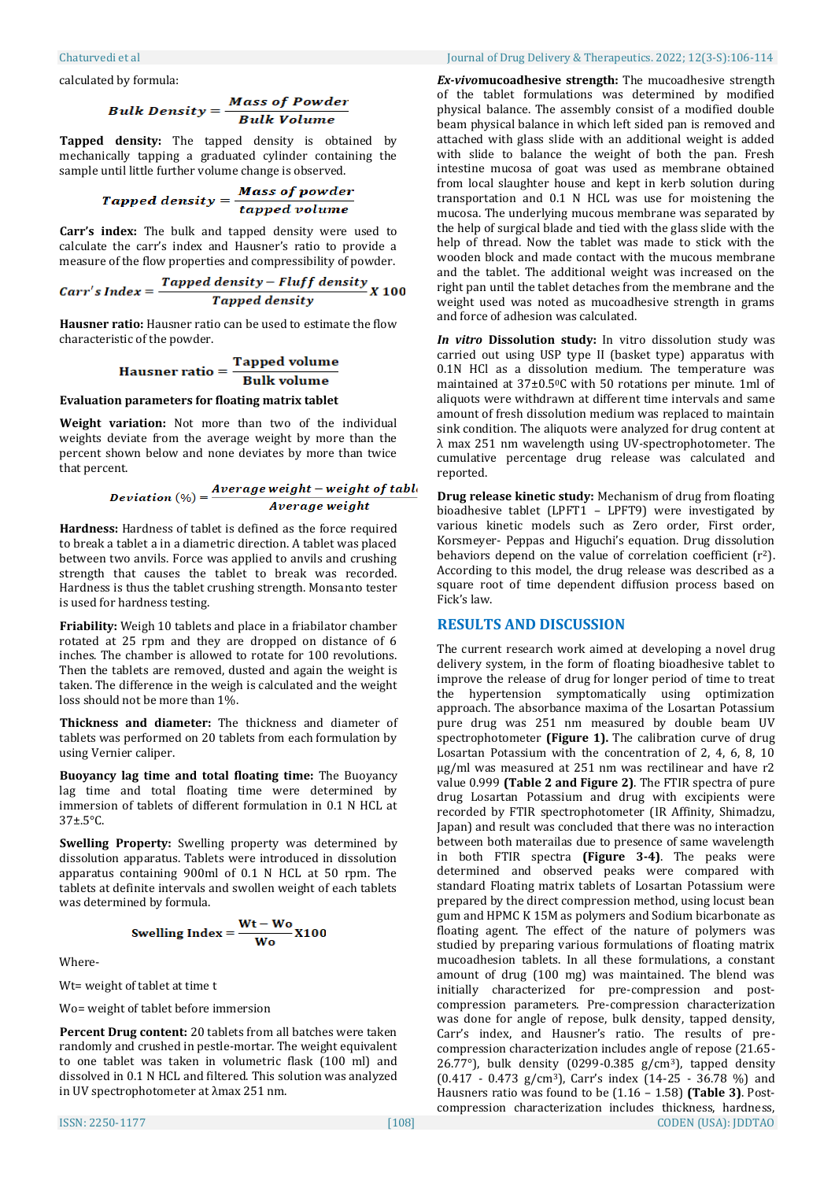calculated by formula:

$$Bulk\ Density = \frac{Mass\ of\ Powder}{Bulk\ Volume}$$

**Tapped density:** The tapped density is obtained by mechanically tapping a graduated cylinder containing the sample until little further volume change is observed.

$$Tapped\ density = \frac{Mass\ of\ powder}{tapped\ volume}$$

**Carr's index:** The bulk and tapped density were used to calculate the carr's index and Hausner's ratio to provide a measure of the flow properties and compressibility of powder.

$$Carr's\ Index = \frac{Tapped\ density - Fluff\ density}{Tapped\ density} X\ 100$$

**Hausner ratio:** Hausner ratio can be used to estimate the flow characteristic of the powder.

$$Hausner\ ratio = \frac{Tapped\ volume}{Bulk\ volume}$$

**Evaluation parameters for floating matrix tablet**

**Weight variation:** Not more than two of the individual weights deviate from the average weight by more than the percent shown below and none deviates by more than twice that percent.

$$Deviation\ (\%) = \frac{Average\ weight - weight\ of\ tabl}{Average\ weight}$$

**Hardness:** Hardness of tablet is defined as the force required to break a tablet a in a diametric direction. A tablet was placed between two anvils. Force was applied to anvils and crushing strength that causes the tablet to break was recorded. Hardness is thus the tablet crushing strength. Monsanto tester is used for hardness testing.

**Friability:** Weigh 10 tablets and place in a friabilator chamber rotated at 25 rpm and they are dropped on distance of 6 inches. The chamber is allowed to rotate for 100 revolutions. Then the tablets are removed, dusted and again the weight is taken. The difference in the weigh is calculated and the weight loss should not be more than 1%.

**Thickness and diameter:** The thickness and diameter of tablets was performed on 20 tablets from each formulation by using Vernier caliper.

**Buoyancy lag time and total floating time:** The Buoyancy lag time and total floating time were determined by immersion of tablets of different formulation in 0.1 N HCL at 37±.5°C.

**Swelling Property:** Swelling property was determined by dissolution apparatus. Tablets were introduced in dissolution apparatus containing 900ml of 0.1 N HCL at 50 rpm. The tablets at definite intervals and swollen weight of each tablets was determined by formula.

$$Swelling\ Index = \frac{Wt - Wo}{Wo} X100$$

Where-

Wt= weight of tablet at time t

Wo= weight of tablet before immersion

**Percent Drug content:** 20 tablets from all batches were taken randomly and crushed in pestle-mortar. The weight equivalent to one tablet was taken in volumetric flask (100 ml) and dissolved in 0.1 N HCL and filtered. This solution was analyzed in UV spectrophotometer at λmax 251 nm.

***Ex-vivo*** **mucoadhesive strength:** The mucoadhesive strength of the tablet formulations was determined by modified physical balance. The assembly consist of a modified double beam physical balance in which left sided pan is removed and attached with glass slide with an additional weight is added with slide to balance the weight of both the pan. Fresh intestine mucosa of goat was used as membrane obtained from local slaughter house and kept in kerb solution during transportation and 0.1 N HCL was use for moistening the mucosa. The underlying mucous membrane was separated by the help of surgical blade and tied with the glass slide with the help of thread. Now the tablet was made to stick with the wooden block and made contact with the mucous membrane and the tablet. The additional weight was increased on the right pan until the tablet detaches from the membrane and the weight used was noted as mucoadhesive strength in grams and force of adhesion was calculated.

***In vitro*** **Dissolution study:** In vitro dissolution study was carried out using USP type II (basket type) apparatus with 0.1N HCl as a dissolution medium. The temperature was maintained at 37±0.5°C with 50 rotations per minute. 1ml of aliquots were withdrawn at different time intervals and same amount of fresh dissolution medium was replaced to maintain sink condition. The aliquots were analyzed for drug content at λ max 251 nm wavelength using UV-spectrophotometer. The cumulative percentage drug release was calculated and reported.

**Drug release kinetic study:** Mechanism of drug from floating bioadhesive tablet (LPFT1 – LPFT9) were investigated by various kinetic models such as Zero order, First order, Korsmeyer- Peppas and Higuchi's equation. Drug dissolution behaviors depend on the value of correlation coefficient ($r^2$). According to this model, the drug release was described as a square root of time dependent diffusion process based on Fick's law.

## RESULTS AND DISCUSSION

The current research work aimed at developing a novel drug delivery system, in the form of floating bioadhesive tablet to improve the release of drug for longer period of time to treat the hypertension symptomatically using optimization approach. The absorbance maxima of the Losartan Potassium pure drug was 251 nm measured by double beam UV spectrophotometer **(Figure 1).** The calibration curve of drug Losartan Potassium with the concentration of 2, 4, 6, 8, 10 µg/ml was measured at 251 nm was rectilinear and have r2 value 0.999 **(Table 2 and Figure 2)**. The FTIR spectra of pure drug Losartan Potassium and drug with excipients were recorded by FTIR spectrophotometer (IR Affinity, Shimadzu, Japan) and result was concluded that there was no interaction between both materailas due to presence of same wavelength in both FTIR spectra **(Figure 3-4)**. The peaks were determined and observed peaks were compared with standard Floating matrix tablets of Losartan Potassium were prepared by the direct compression method, using locust bean gum and HPMC K 15M as polymers and Sodium bicarbonate as floating agent. The effect of the nature of polymers was studied by preparing various formulations of floating matrix mucoadhesion tablets. In all these formulations, a constant amount of drug (100 mg) was maintained. The blend was initially characterized for pre-compression and post-compression parameters. Pre-compression characterization was done for angle of repose, bulk density, tapped density, Carr's index, and Hausner's ratio. The results of pre-compression characterization includes angle of repose (21.65-26.77°), bulk density (0299-0.385 g/cm³), tapped density (0.417 - 0.473 g/cm³), Carr's index (14-25 - 36.78 %) and Hausners ratio was found to be (1.16 – 1.58) **(Table 3)**. Post-compression characterization includes thickness, hardness,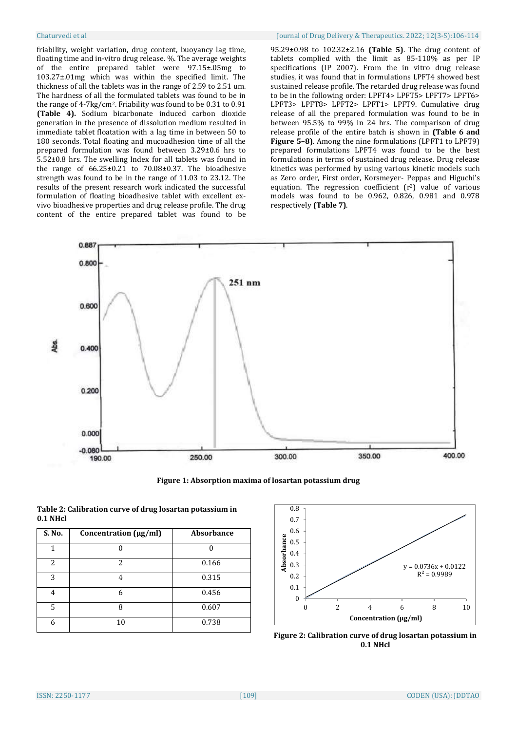friability, weight variation, drug content, buoyancy lag time, floating time and in-vitro drug release. %. The average weights of the entire prepared tablet were 97.15±.05mg to 103.27±.01mg which was within the specified limit. The thickness of all the tablets was in the range of 2.59 to 2.51 um. The hardness of all the formulated tablets was found to be in the range of 4-7kg/cm². Friability was found to be 0.31 to 0.91 **(Table 4).** Sodium bicarbonate induced carbon dioxide generation in the presence of dissolution medium resulted in immediate tablet floatation with a lag time in between 50 to 180 seconds. Total floating and mucoadhesion time of all the prepared formulation was found between 3.29±0.6 hrs to 5.52±0.8 hrs. The swelling Index for all tablets was found in the range of 66.25±0.21 to 70.08±0.37. The bioadhesive strength was found to be in the range of 11.03 to 23.12. The results of the present research work indicated the successful formulation of floating bioadhesive tablet with excellent ex-vivo bioadhesive properties and drug release profile. The drug content of the entire prepared tablet was found to be 95.29±0.98 to 102.32±2.16 **(Table 5)**. The drug content of tablets complied with the limit as 85-110% as per IP specifications (IP 2007). From the in vitro drug release studies, it was found that in formulations LPFT4 showed best sustained release profile. The retarded drug release was found to be in the following order: LPFT4> LPFT5> LPFT7> LPFT6> LPFT3> LPFT8> LPFT2> LPFT1> LPFT9. Cumulative drug release of all the prepared formulation was found to be in between 95.5% to 99% in 24 hrs. The comparison of drug release profile of the entire batch is shown in **(Table 6 and Figure 5–8)**. Among the nine formulations (LPFT1 to LPFT9) prepared formulations LPFT4 was found to be the best formulations in terms of sustained drug release. Drug release kinetics was performed by using various kinetic models such as Zero order, First order, Korsmeyer- Peppas and Higuchi's equation. The regression coefficient ($r^2$) value of various models was found to be 0.962, 0.826, 0.981 and 0.978 respectively **(Table 7)**.

**Figure 1: Absorption maxima of losartan potassium drug**

**Table 2: Calibration curve of drug losartan potassium in 0.1 NHcl**

| S. No. | Concentration (μg/ml) | Absorbance |
|---|---|---|
| 1 | 0 | 0 |
| 2 | 2 | 0.166 |
| 3 | 4 | 0.315 |
| 4 | 6 | 0.456 |
| 5 | 8 | 0.607 |
| 6 | 10 | 0.738 |

**Figure 2: Calibration curve of drug losartan potassium in 0.1 NHcl**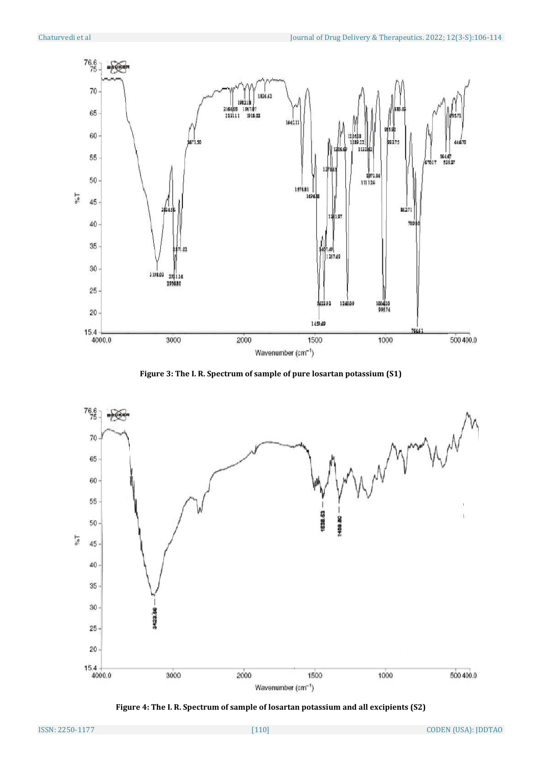Figure 3: The I. R. Spectrum of sample of pure losartan potassium (S1)

Figure 4: The I. R. Spectrum of sample of losartan potassium and all excipients (S2)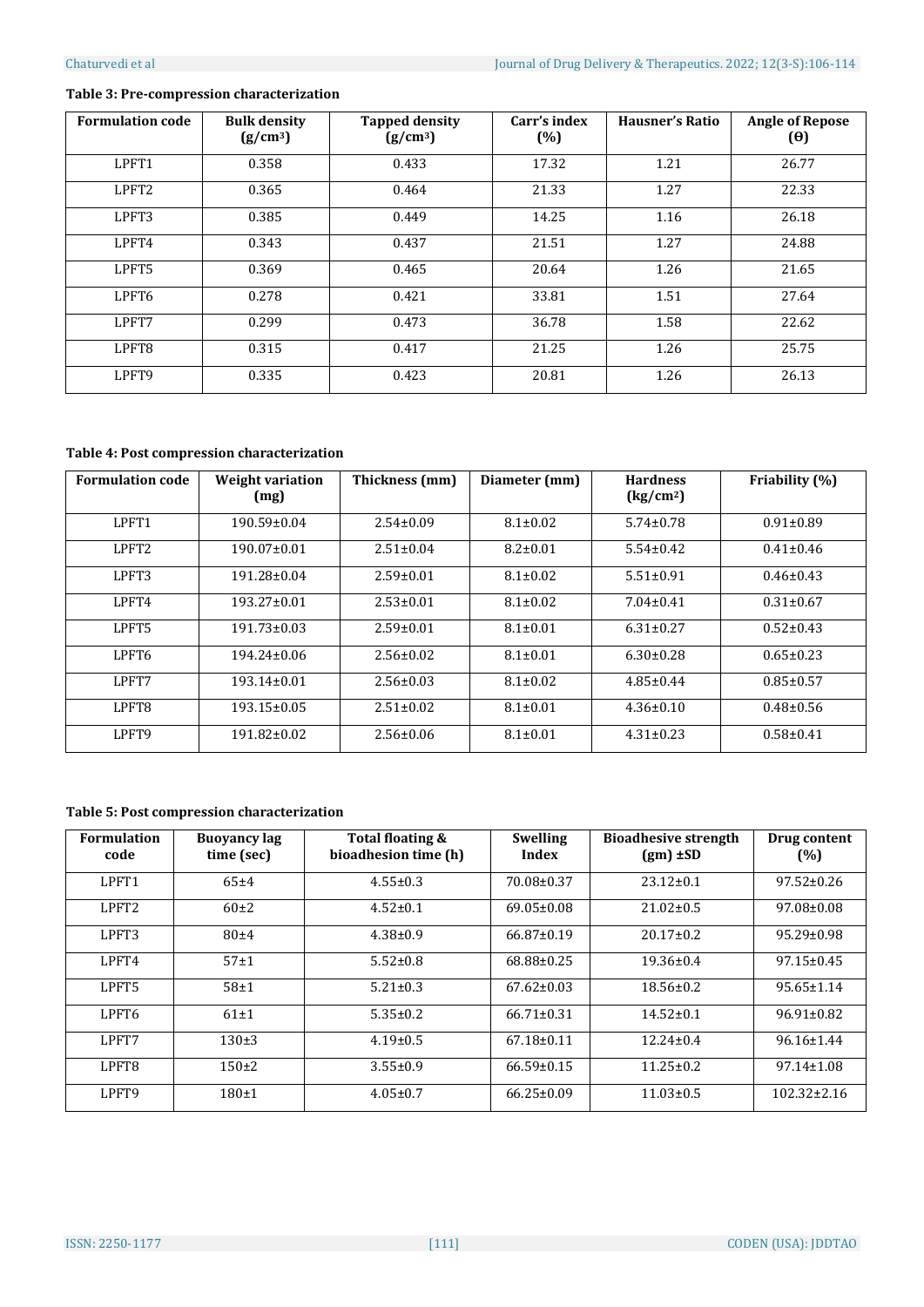**Table 3: Pre-compression characterization**

| Formulation code | Bulk density (g/cm$^3$) | Tapped density (g/cm$^3$) | Carr's index (%) | Hausner's Ratio | Angle of Repose (Θ) |
|---|---|---|---|---|---|
| LPFT1 | 0.358 | 0.433 | 17.32 | 1.21 | 26.77 |
| LPFT2 | 0.365 | 0.464 | 21.33 | 1.27 | 22.33 |
| LPFT3 | 0.385 | 0.449 | 14.25 | 1.16 | 26.18 |
| LPFT4 | 0.343 | 0.437 | 21.51 | 1.27 | 24.88 |
| LPFT5 | 0.369 | 0.465 | 20.64 | 1.26 | 21.65 |
| LPFT6 | 0.278 | 0.421 | 33.81 | 1.51 | 27.64 |
| LPFT7 | 0.299 | 0.473 | 36.78 | 1.58 | 22.62 |
| LPFT8 | 0.315 | 0.417 | 21.25 | 1.26 | 25.75 |
| LPFT9 | 0.335 | 0.423 | 20.81 | 1.26 | 26.13 |

**Table 4: Post compression characterization**

| Formulation code | Weight variation (mg) | Thickness (mm) | Diameter (mm) | Hardness (kg/cm$^2$) | Friability (%) |
|---|---|---|---|---|---|
| LPFT1 | 190.59±0.04 | 2.54±0.09 | 8.1±0.02 | 5.74±0.78 | 0.91±0.89 |
| LPFT2 | 190.07±0.01 | 2.51±0.04 | 8.2±0.01 | 5.54±0.42 | 0.41±0.46 |
| LPFT3 | 191.28±0.04 | 2.59±0.01 | 8.1±0.02 | 5.51±0.91 | 0.46±0.43 |
| LPFT4 | 193.27±0.01 | 2.53±0.01 | 8.1±0.02 | 7.04±0.41 | 0.31±0.67 |
| LPFT5 | 191.73±0.03 | 2.59±0.01 | 8.1±0.01 | 6.31±0.27 | 0.52±0.43 |
| LPFT6 | 194.24±0.06 | 2.56±0.02 | 8.1±0.01 | 6.30±0.28 | 0.65±0.23 |
| LPFT7 | 193.14±0.01 | 2.56±0.03 | 8.1±0.02 | 4.85±0.44 | 0.85±0.57 |
| LPFT8 | 193.15±0.05 | 2.51±0.02 | 8.1±0.01 | 4.36±0.10 | 0.48±0.56 |
| LPFT9 | 191.82±0.02 | 2.56±0.06 | 8.1±0.01 | 4.31±0.23 | 0.58±0.41 |

**Table 5: Post compression characterization**

| Formulation code | Buoyancy lag time (sec) | Total floating & bioadhesion time (h) | Swelling Index | Bioadhesive strength (gm) ±SD | Drug content (%) |
|---|---|---|---|---|---|
| LPFT1 | 65±4 | 4.55±0.3 | 70.08±0.37 | 23.12±0.1 | 97.52±0.26 |
| LPFT2 | 60±2 | 4.52±0.1 | 69.05±0.08 | 21.02±0.5 | 97.08±0.08 |
| LPFT3 | 80±4 | 4.38±0.9 | 66.87±0.19 | 20.17±0.2 | 95.29±0.98 |
| LPFT4 | 57±1 | 5.52±0.8 | 68.88±0.25 | 19.36±0.4 | 97.15±0.45 |
| LPFT5 | 58±1 | 5.21±0.3 | 67.62±0.03 | 18.56±0.2 | 95.65±1.14 |
| LPFT6 | 61±1 | 5.35±0.2 | 66.71±0.31 | 14.52±0.1 | 96.91±0.82 |
| LPFT7 | 130±3 | 4.19±0.5 | 67.18±0.11 | 12.24±0.4 | 96.16±1.44 |
| LPFT8 | 150±2 | 3.55±0.9 | 66.59±0.15 | 11.25±0.2 | 97.14±1.08 |
| LPFT9 | 180±1 | 4.05±0.7 | 66.25±0.09 | 11.03±0.5 | 102.32±2.16 |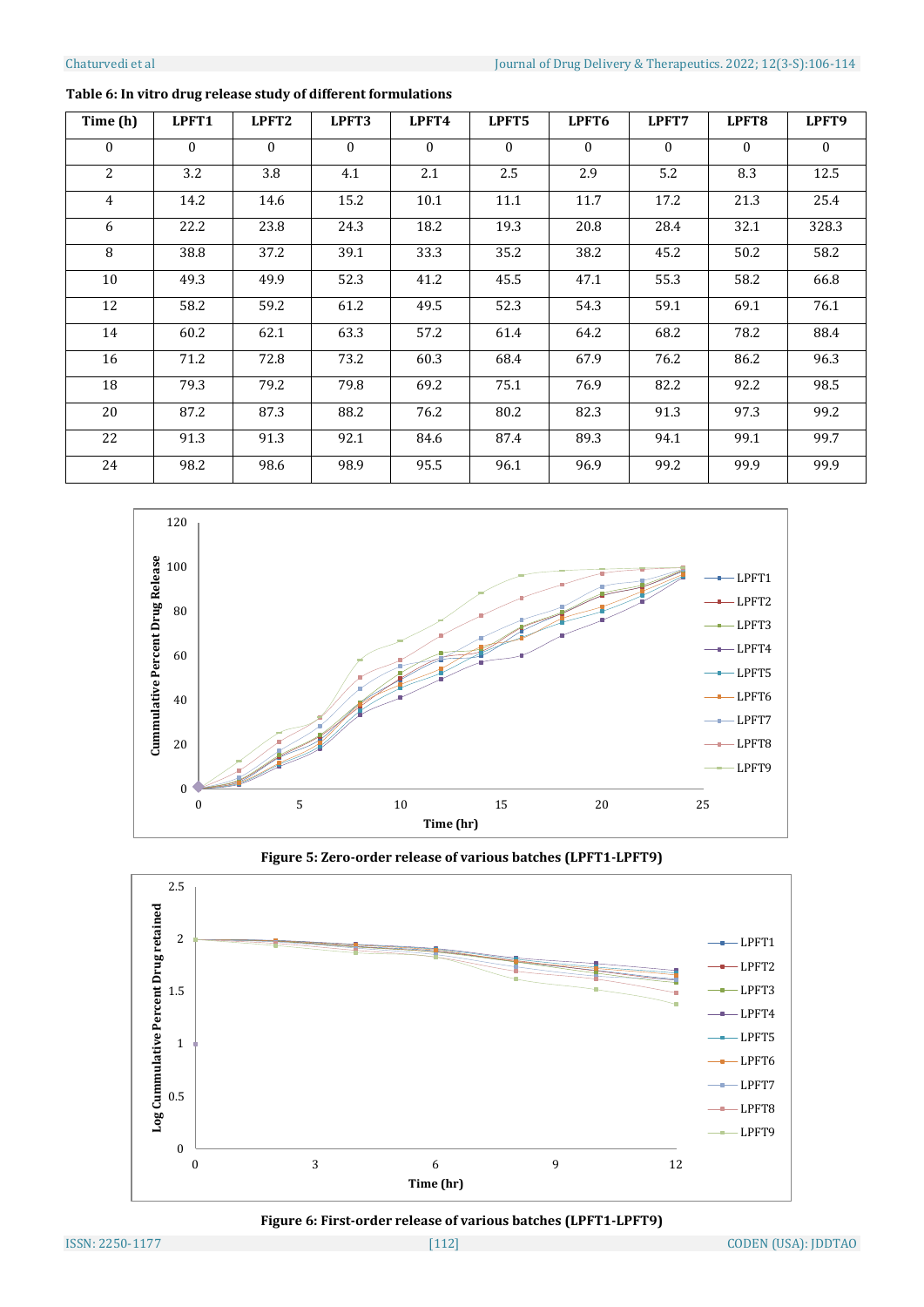**Table 6: In vitro drug release study of different formulations**

| Time (h) | LPFT1 | LPFT2 | LPFT3 | LPFT4 | LPFT5 | LPFT6 | LPFT7 | LPFT8 | LPFT9 |
|---|---|---|---|---|---|---|---|---|---|
| 0 | 0 | 0 | 0 | 0 | 0 | 0 | 0 | 0 | 0 |
| 2 | 3.2 | 3.8 | 4.1 | 2.1 | 2.5 | 2.9 | 5.2 | 8.3 | 12.5 |
| 4 | 14.2 | 14.6 | 15.2 | 10.1 | 11.1 | 11.7 | 17.2 | 21.3 | 25.4 |
| 6 | 22.2 | 23.8 | 24.3 | 18.2 | 19.3 | 20.8 | 28.4 | 32.1 | 328.3 |
| 8 | 38.8 | 37.2 | 39.1 | 33.3 | 35.2 | 38.2 | 45.2 | 50.2 | 58.2 |
| 10 | 49.3 | 49.9 | 52.3 | 41.2 | 45.5 | 47.1 | 55.3 | 58.2 | 66.8 |
| 12 | 58.2 | 59.2 | 61.2 | 49.5 | 52.3 | 54.3 | 59.1 | 69.1 | 76.1 |
| 14 | 60.2 | 62.1 | 63.3 | 57.2 | 61.4 | 64.2 | 68.2 | 78.2 | 88.4 |
| 16 | 71.2 | 72.8 | 73.2 | 60.3 | 68.4 | 67.9 | 76.2 | 86.2 | 96.3 |
| 18 | 79.3 | 79.2 | 79.8 | 69.2 | 75.1 | 76.9 | 82.2 | 92.2 | 98.5 |
| 20 | 87.2 | 87.3 | 88.2 | 76.2 | 80.2 | 82.3 | 91.3 | 97.3 | 99.2 |
| 22 | 91.3 | 91.3 | 92.1 | 84.6 | 87.4 | 89.3 | 94.1 | 99.1 | 99.7 |
| 24 | 98.2 | 98.6 | 98.9 | 95.5 | 96.1 | 96.9 | 99.2 | 99.9 | 99.9 |

**Figure 5: Zero-order release of various batches (LPFT1-LPFT9)**

**Figure 6: First-order release of various batches (LPFT1-LPFT9)**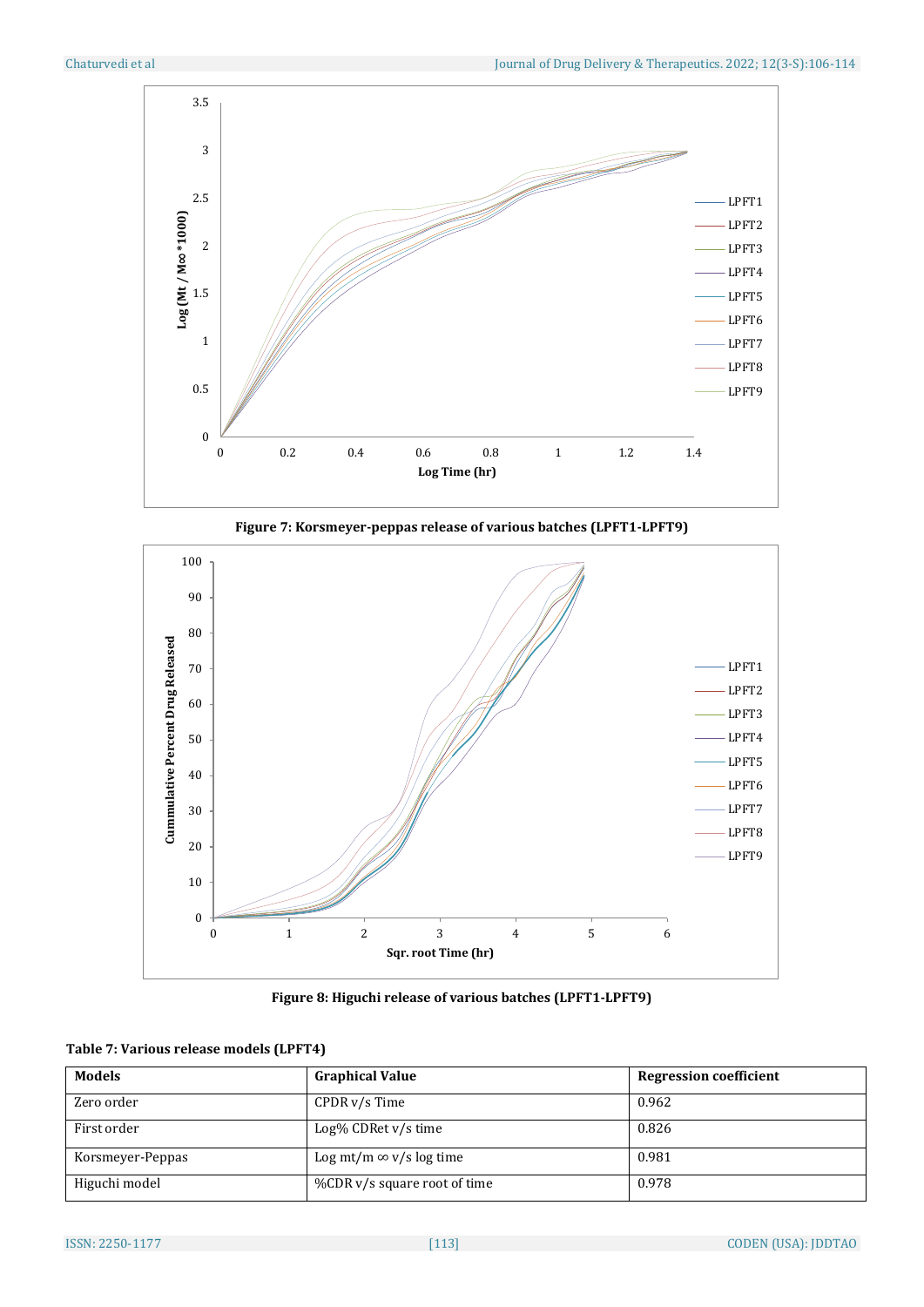Figure 7: Korsmeyer-peppas release of various batches (LPFT1-LPFT9)

Figure 8: Higuchi release of various batches (LPFT1-LPFT9)

**Table 7: Various release models (LPFT4)**

| Models | Graphical Value | Regression coefficient |
|---|---|---|
| Zero order | CPDR v/s Time | 0.962 |
| First order | Log% CDRet v/s time | 0.826 |
| Korsmeyer-Peppas | Log mt/m ∞ v/s log time | 0.981 |
| Higuchi model | %CDR v/s square root of time | 0.978 |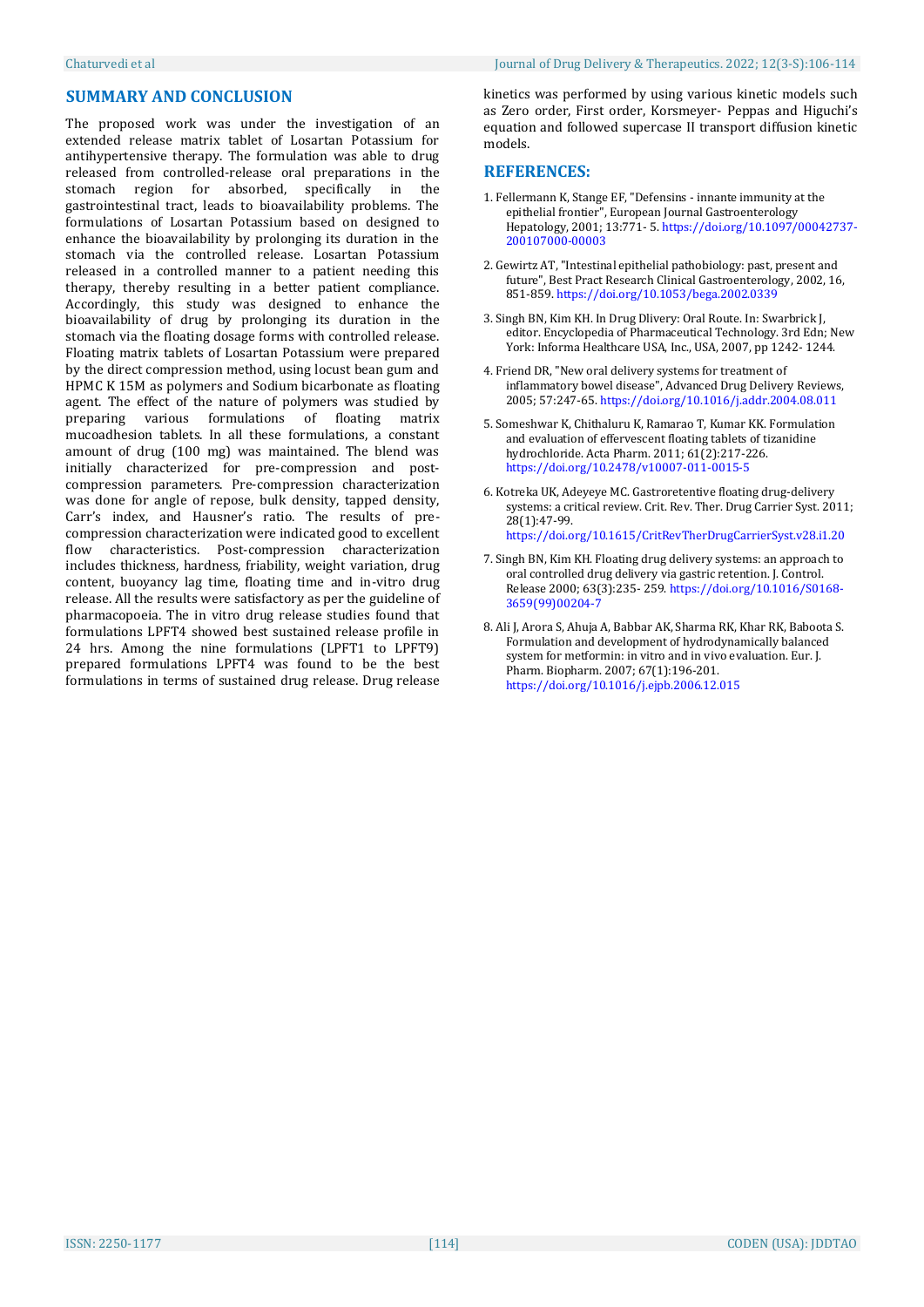## SUMMARY AND CONCLUSION

The proposed work was under the investigation of an extended release matrix tablet of Losartan Potassium for antihypertensive therapy. The formulation was able to drug released from controlled-release oral preparations in the stomach region for absorbed, specifically in the gastrointestinal tract, leads to bioavailability problems. The formulations of Losartan Potassium based on designed to enhance the bioavailability by prolonging its duration in the stomach via the controlled release. Losartan Potassium released in a controlled manner to a patient needing this therapy, thereby resulting in a better patient compliance. Accordingly, this study was designed to enhance the bioavailability of drug by prolonging its duration in the stomach via the floating dosage forms with controlled release. Floating matrix tablets of Losartan Potassium were prepared by the direct compression method, using locust bean gum and HPMC K 15M as polymers and Sodium bicarbonate as floating agent. The effect of the nature of polymers was studied by preparing various formulations of floating matrix mucoadhesion tablets. In all these formulations, a constant amount of drug (100 mg) was maintained. The blend was initially characterized for pre-compression and post-compression parameters. Pre-compression characterization was done for angle of repose, bulk density, tapped density, Carr's index, and Hausner's ratio. The results of pre-compression characterization were indicated good to excellent flow characteristics. Post-compression characterization includes thickness, hardness, friability, weight variation, drug content, buoyancy lag time, floating time and in-vitro drug release. All the results were satisfactory as per the guideline of pharmacopoeia. The in vitro drug release studies found that formulations LPFT4 showed best sustained release profile in 24 hrs. Among the nine formulations (LPFT1 to LPFT9) prepared formulations LPFT4 was found to be the best formulations in terms of sustained drug release. Drug release kinetics was performed by using various kinetic models such as Zero order, First order, Korsmeyer- Peppas and Higuchi's equation and followed supercase II transport diffusion kinetic models.

## REFERENCES:

1. Fellermann K, Stange EF, "Defensins - innante immunity at the epithelial frontier", European Journal Gastroenterology Hepatology, 2001; 13:771- 5. https://doi.org/10.1097/00042737-200107000-00003
2. Gewirtz AT, "Intestinal epithelial pathobiology: past, present and future", Best Pract Research Clinical Gastroenterology, 2002, 16, 851-859. https://doi.org/10.1053/bega.2002.0339
3. Singh BN, Kim KH. In Drug Dlivery: Oral Route. In: Swarbrick J, editor. Encyclopedia of Pharmaceutical Technology. 3rd Edn; New York: Informa Healthcare USA, Inc., USA, 2007, pp 1242- 1244.
4. Friend DR, "New oral delivery systems for treatment of inflammatory bowel disease", Advanced Drug Delivery Reviews, 2005; 57:247-65. https://doi.org/10.1016/j.addr.2004.08.011
5. Someshwar K, Chithaluru K, Ramarao T, Kumar KK. Formulation and evaluation of effervescent floating tablets of tizanidine hydrochloride. Acta Pharm. 2011; 61(2):217-226. https://doi.org/10.2478/v10007-011-0015-5
6. Kotreka UK, Adeyeye MC. Gastroretentive floating drug-delivery systems: a critical review. Crit. Rev. Ther. Drug Carrier Syst. 2011; 28(1):47-99. https://doi.org/10.1615/CritRevTherDrugCarrierSyst.v28.i1.20
7. Singh BN, Kim KH. Floating drug delivery systems: an approach to oral controlled drug delivery via gastric retention. J. Control. Release 2000; 63(3):235- 259. https://doi.org/10.1016/S0168-3659(99)00204-7
8. Ali J, Arora S, Ahuja A, Babbar AK, Sharma RK, Khar RK, Baboota S. Formulation and development of hydrodynamically balanced system for metformin: in vitro and in vivo evaluation. Eur. J. Pharm. Biopharm. 2007; 67(1):196-201. https://doi.org/10.1016/j.ejpb.2006.12.015